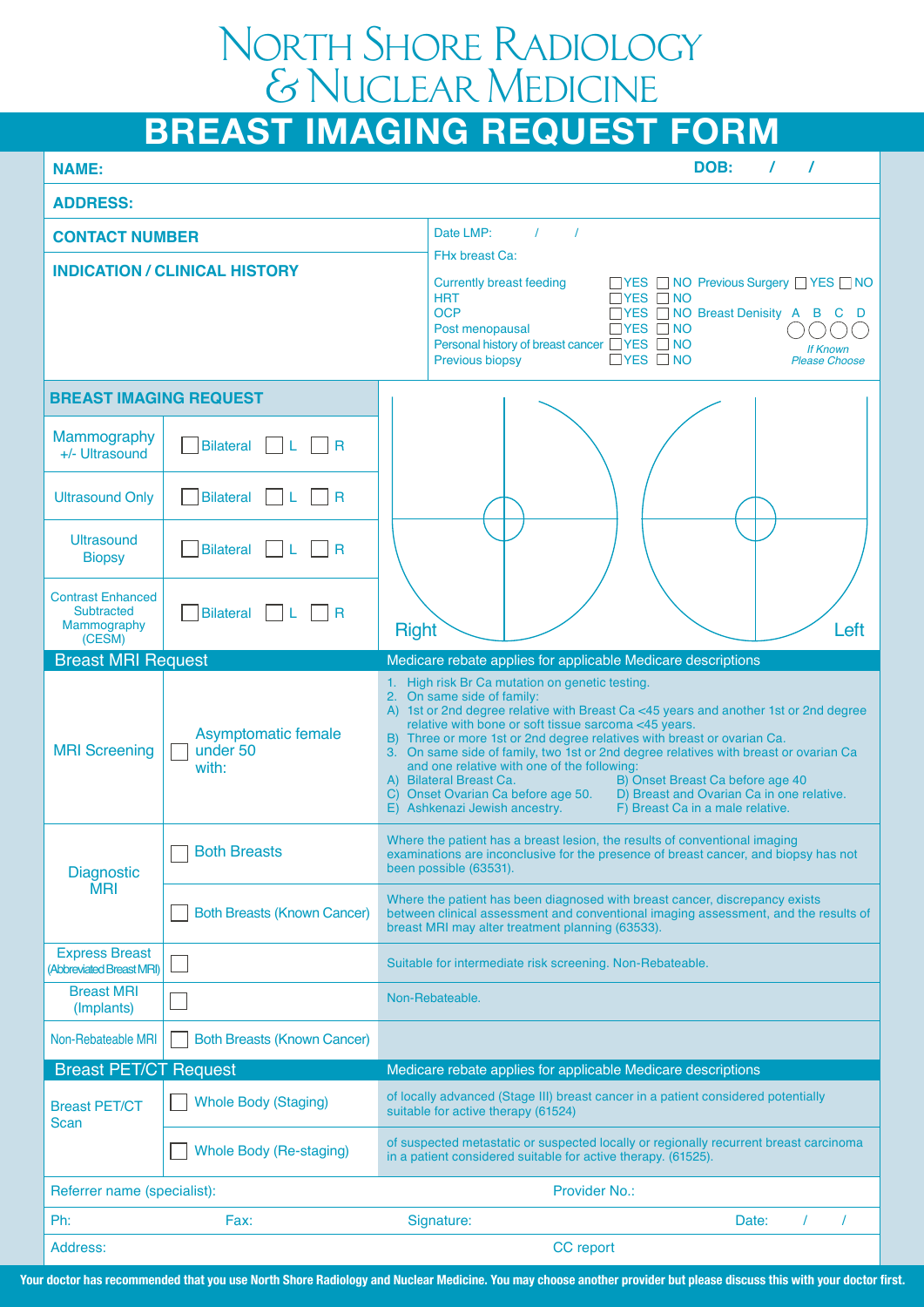# North Shore Radiology & Nuclear Medicine

## BREAST IMAGING REQUEST FORM

**NAME:** **DOB:** / /

**ADDRESS:**

**CONTACT NUMBER**

**INDICATION / CLINICAL HISTORY**

Date LMP: / /

FHx breast Ca:

| | | | |
|---|---|---|---|
| Currently breast feeding | ☐YES ☐NO | Previous Surgery | ☐YES ☐NO |
| HRT | ☐YES ☐NO | | |
| OCP | ☐YES ☐NO | Breast Denisity | A B C D |
| Post menopausal | ☐YES ☐NO | | ◯◯◯◯ |
| Personal history of breast cancer | ☐YES ☐NO | | *If Known Please Choose* |
| Previous biopsy | ☐YES ☐NO | | |

**BREAST IMAGING REQUEST**

| | |
|---|---|
| Mammography +/- Ultrasound | ☐ Bilateral ☐ L ☐ R |
| Ultrasound Only | ☐ Bilateral ☐ L ☐ R |
| Ultrasound Biopsy | ☐ Bilateral ☐ L ☐ R |
| Contrast Enhanced Subtracted Mammography (CESM) | ☐ Bilateral ☐ L ☐ R |

Right Left

## Breast MRI Request

Medicare rebate applies for applicable Medicare descriptions

| | | |
|---|---|---|
| MRI Screening | ☐ Asymptomatic female under 50 with: | 1. High risk Br Ca mutation on genetic testing. 2. On same side of family: A) 1st or 2nd degree relative with Breast Ca <45 years and another 1st or 2nd degree relative with bone or soft tissue sarcoma <45 years. B) Three or more 1st or 2nd degree relatives with breast or ovarian Ca. 3. On same side of family, two 1st or 2nd degree relatives with breast or ovarian Ca and one relative with one of the following: A) Bilateral Breast Ca. B) Onset Breast Ca before age 40 C) Onset Ovarian Ca before age 50. D) Breast and Ovarian Ca in one relative. E) Ashkenazi Jewish ancestry. F) Breast Ca in a male relative. |
| Diagnostic MRI | ☐ Both Breasts | Where the patient has a breast lesion, the results of conventional imaging examinations are inconclusive for the presence of breast cancer, and biopsy has not been possible (63531). |
| | ☐ Both Breasts (Known Cancer) | Where the patient has been diagnosed with breast cancer, discrepancy exists between clinical assessment and conventional imaging assessment, and the results of breast MRI may alter treatment planning (63533). |
| Express Breast (Abbreviated Breast MRI) | ☐ | Suitable for intermediate risk screening. Non-Rebateable. |
| Breast MRI (Implants) | ☐ | Non-Rebateable. |
| Non-Rebateable MRI | ☐ Both Breasts (Known Cancer) | |

## Breast PET/CT Request

Medicare rebate applies for applicable Medicare descriptions

| | | |
|---|---|---|
| Breast PET/CT Scan | ☐ Whole Body (Staging) | of locally advanced (Stage III) breast cancer in a patient considered potentially suitable for active therapy (61524) |
| | ☐ Whole Body (Re-staging) | of suspected metastatic or suspected locally or regionally recurrent breast carcinoma in a patient considered suitable for active therapy. (61525). |

Referrer name (specialist): Provider No.:

Ph: Fax: Signature: Date: / /

Address: CC report

**Your doctor has recommended that you use North Shore Radiology and Nuclear Medicine. You may choose another provider but please discuss this with your doctor first.**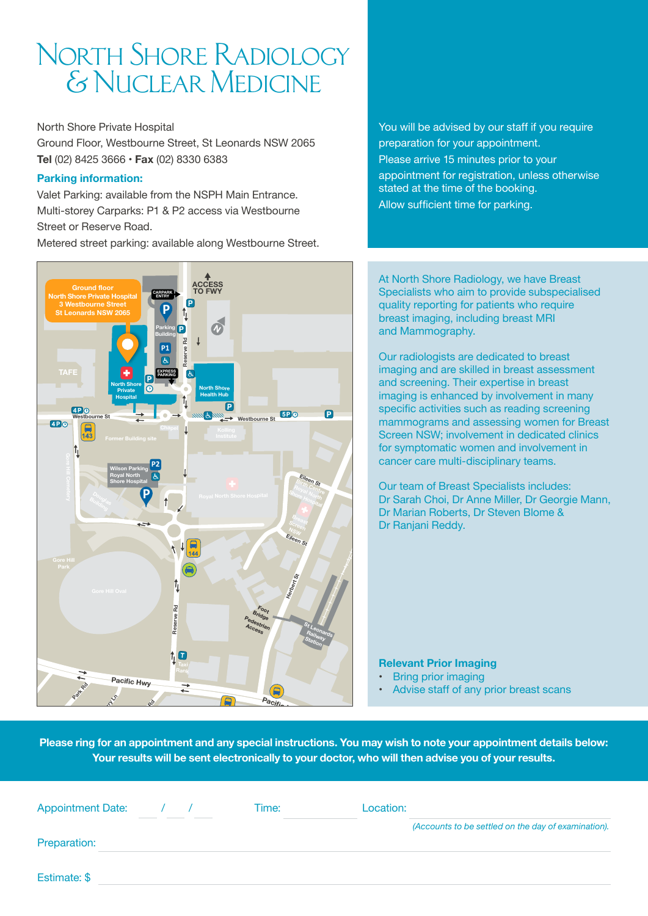# North Shore Radiology & Nuclear Medicine

North Shore Private Hospital
Ground Floor, Westbourne Street, St Leonards NSW 2065
**Tel** (02) 8425 3666 • **Fax** (02) 8330 6383

### Parking information:

Valet Parking: available from the NSPH Main Entrance.
Multi-storey Carparks: P1 & P2 access via Westbourne Street or Reserve Road.
Metered street parking: available along Westbourne Street.

Ground floor
North Shore Private Hospital
3 Westbourne Street
St Leonards NSW 2065

ACCESS TO FWY
CARPARK ENTRY
Parking Building
P1
EXPRESS PARKING
TAFE
North Shore Private Hospital
North Shore Health Hub
4P
Westbourne St
5P
143
Former Building site
Chapel
Kolling Institute
Wilson Parking Royal North Shore Hospital
P2
Gore Hill Cemetery
Douglas Building
Royal North Shore Hospital
Eileen St
Birth Centre Royal North Shore Hospital
Breast Screen NSW
144
Gore Hill Park
Gore Hill Oval
Reserve Rd
Herbert St
Foot Bridge Pedestrian Access
St Leonards Railway Station
Taxi Rank
Pacific Hwy
Park Rd
Pacific

You will be advised by our staff if you require preparation for your appointment.
Please arrive 15 minutes prior to your appointment for registration, unless otherwise stated at the time of the booking.
Allow sufficient time for parking.

At North Shore Radiology, we have Breast Specialists who aim to provide subspecialised quality reporting for patients who require breast imaging, including breast MRI and Mammography.

Our radiologists are dedicated to breast imaging and are skilled in breast assessment and screening. Their expertise in breast imaging is enhanced by involvement in many specific activities such as reading screening mammograms and assessing women for Breast Screen NSW; involvement in dedicated clinics for symptomatic women and involvement in cancer care multi-disciplinary teams.

Our team of Breast Specialists includes:
Dr Sarah Choi, Dr Anne Miller, Dr Georgie Mann, Dr Marian Roberts, Dr Steven Blome & Dr Ranjani Reddy.

### Relevant Prior Imaging

- Bring prior imaging
- Advise staff of any prior breast scans

**Please ring for an appointment and any special instructions. You may wish to note your appointment details below: Your results will be sent electronically to your doctor, who will then advise you of your results.**

Appointment Date: ___ / ___ / ___ Time: ______ Location: ______

*(Accounts to be settled on the day of examination).*

Preparation: ______

Estimate: $ ______